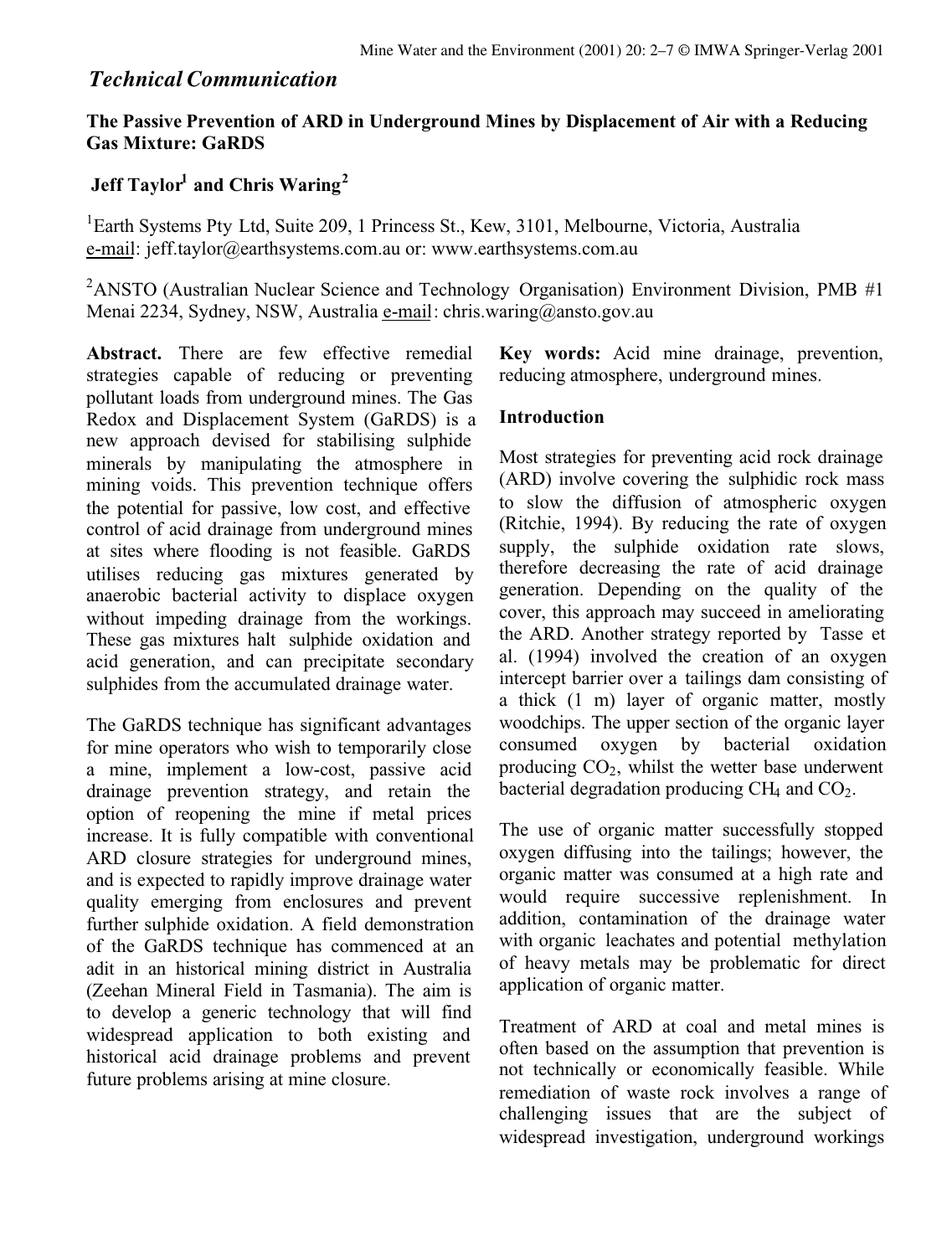*Technical Communication*

# The Passive Prevention of ARD in Underground Mines by Displacement of Air with a Reducing Gas Mixture: GaRDS

**Jeff Taylor[1] and Chris Waring[2]**

[1]Earth Systems Pty Ltd, Suite 209, 1 Princess St., Kew, 3101, Melbourne, Victoria, Australia
e-mail: jeff.taylor@earthsystems.com.au or: www.earthsystems.com.au

[2]ANSTO (Australian Nuclear Science and Technology Organisation) Environment Division, PMB #1 Menai 2234, Sydney, NSW, Australia e-mail: chris.waring@ansto.gov.au

**Abstract.** There are few effective remedial strategies capable of reducing or preventing pollutant loads from underground mines. The Gas Redox and Displacement System (GaRDS) is a new approach devised for stabilising sulphide minerals by manipulating the atmosphere in mining voids. This prevention technique offers the potential for passive, low cost, and effective control of acid drainage from underground mines at sites where flooding is not feasible. GaRDS utilises reducing gas mixtures generated by anaerobic bacterial activity to displace oxygen without impeding drainage from the workings. These gas mixtures halt sulphide oxidation and acid generation, and can precipitate secondary sulphides from the accumulated drainage water.

The GaRDS technique has significant advantages for mine operators who wish to temporarily close a mine, implement a low-cost, passive acid drainage prevention strategy, and retain the option of reopening the mine if metal prices increase. It is fully compatible with conventional ARD closure strategies for underground mines, and is expected to rapidly improve drainage water quality emerging from enclosures and prevent further sulphide oxidation. A field demonstration of the GaRDS technique has commenced at an adit in an historical mining district in Australia (Zeehan Mineral Field in Tasmania). The aim is to develop a generic technology that will find widespread application to both existing and historical acid drainage problems and prevent future problems arising at mine closure.

**Key words:** Acid mine drainage, prevention, reducing atmosphere, underground mines.

## Introduction

Most strategies for preventing acid rock drainage (ARD) involve covering the sulphidic rock mass to slow the diffusion of atmospheric oxygen (Ritchie, 1994). By reducing the rate of oxygen supply, the sulphide oxidation rate slows, therefore decreasing the rate of acid drainage generation. Depending on the quality of the cover, this approach may succeed in ameliorating the ARD. Another strategy reported by Tasse et al. (1994) involved the creation of an oxygen intercept barrier over a tailings dam consisting of a thick (1 m) layer of organic matter, mostly woodchips. The upper section of the organic layer consumed oxygen by bacterial oxidation producing $CO_2$, whilst the wetter base underwent bacterial degradation producing $CH_4$ and $CO_2$.

The use of organic matter successfully stopped oxygen diffusing into the tailings; however, the organic matter was consumed at a high rate and would require successive replenishment. In addition, contamination of the drainage water with organic leachates and potential methylation of heavy metals may be problematic for direct application of organic matter.

Treatment of ARD at coal and metal mines is often based on the assumption that prevention is not technically or economically feasible. While remediation of waste rock involves a range of challenging issues that are the subject of widespread investigation, underground workings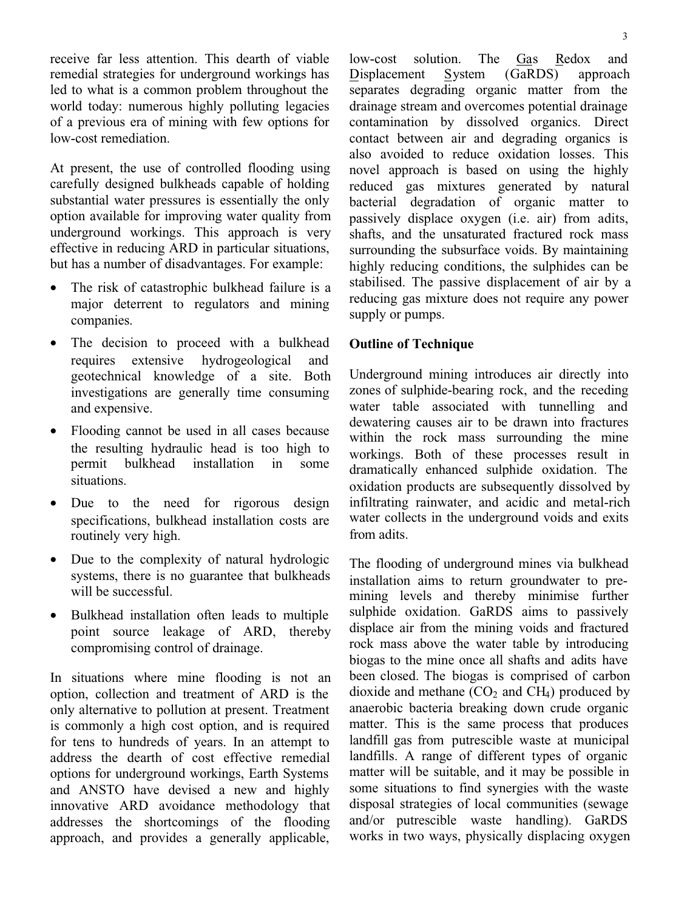receive far less attention. This dearth of viable remedial strategies for underground workings has led to what is a common problem throughout the world today: numerous highly polluting legacies of a previous era of mining with few options for low-cost remediation.

At present, the use of controlled flooding using carefully designed bulkheads capable of holding substantial water pressures is essentially the only option available for improving water quality from underground workings. This approach is very effective in reducing ARD in particular situations, but has a number of disadvantages. For example:

- The risk of catastrophic bulkhead failure is a major deterrent to regulators and mining companies.
- The decision to proceed with a bulkhead requires extensive hydrogeological and geotechnical knowledge of a site. Both investigations are generally time consuming and expensive.
- Flooding cannot be used in all cases because the resulting hydraulic head is too high to permit bulkhead installation in some situations.
- Due to the need for rigorous design specifications, bulkhead installation costs are routinely very high.
- Due to the complexity of natural hydrologic systems, there is no guarantee that bulkheads will be successful.
- Bulkhead installation often leads to multiple point source leakage of ARD, thereby compromising control of drainage.

In situations where mine flooding is not an option, collection and treatment of ARD is the only alternative to pollution at present. Treatment is commonly a high cost option, and is required for tens to hundreds of years. In an attempt to address the dearth of cost effective remedial options for underground workings, Earth Systems and ANSTO have devised a new and highly innovative ARD avoidance methodology that addresses the shortcomings of the flooding approach, and provides a generally applicable, low-cost solution. The Gas Redox and Displacement System (GaRDS) approach separates degrading organic matter from the drainage stream and overcomes potential drainage contamination by dissolved organics. Direct contact between air and degrading organics is also avoided to reduce oxidation losses. This novel approach is based on using the highly reduced gas mixtures generated by natural bacterial degradation of organic matter to passively displace oxygen (i.e. air) from adits, shafts, and the unsaturated fractured rock mass surrounding the subsurface voids. By maintaining highly reducing conditions, the sulphides can be stabilised. The passive displacement of air by a reducing gas mixture does not require any power supply or pumps.

## Outline of Technique

Underground mining introduces air directly into zones of sulphide-bearing rock, and the receding water table associated with tunnelling and dewatering causes air to be drawn into fractures within the rock mass surrounding the mine workings. Both of these processes result in dramatically enhanced sulphide oxidation. The oxidation products are subsequently dissolved by infiltrating rainwater, and acidic and metal-rich water collects in the underground voids and exits from adits.

The flooding of underground mines via bulkhead installation aims to return groundwater to pre-mining levels and thereby minimise further sulphide oxidation. GaRDS aims to passively displace air from the mining voids and fractured rock mass above the water table by introducing biogas to the mine once all shafts and adits have been closed. The biogas is comprised of carbon dioxide and methane ($CO_2$ and $CH_4$) produced by anaerobic bacteria breaking down crude organic matter. This is the same process that produces landfill gas from putrescible waste at municipal landfills. A range of different types of organic matter will be suitable, and it may be possible in some situations to find synergies with the waste disposal strategies of local communities (sewage and/or putrescible waste handling). GaRDS works in two ways, physically displacing oxygen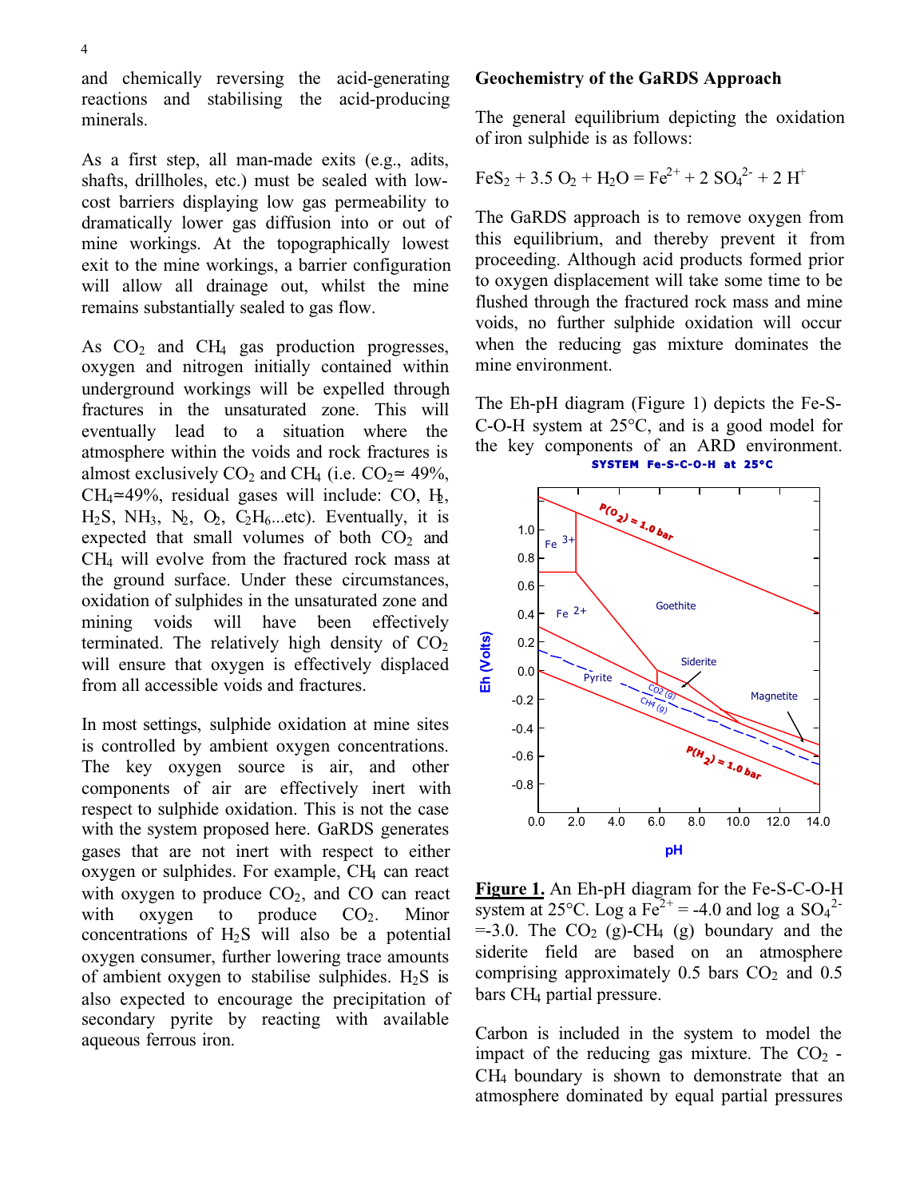and chemically reversing the acid-generating reactions and stabilising the acid-producing minerals.

As a first step, all man-made exits (e.g., adits, shafts, drillholes, etc.) must be sealed with low-cost barriers displaying low gas permeability to dramatically lower gas diffusion into or out of mine workings. At the topographically lowest exit to the mine workings, a barrier configuration will allow all drainage out, whilst the mine remains substantially sealed to gas flow.

As $CO_2$ and $CH_4$ gas production progresses, oxygen and nitrogen initially contained within underground workings will be expelled through fractures in the unsaturated zone. This will eventually lead to a situation where the atmosphere within the voids and rock fractures is almost exclusively $CO_2$ and $CH_4$ (i.e. $CO_2 \approx 49\%$, $CH_4 \approx 49\%$, residual gases will include: CO, $H_2$, $H_2S$, $NH_3$, $N_2$, $O_2$, $C_2H_6$...etc). Eventually, it is expected that small volumes of both $CO_2$ and $CH_4$ will evolve from the fractured rock mass at the ground surface. Under these circumstances, oxidation of sulphides in the unsaturated zone and mining voids will have been effectively terminated. The relatively high density of $CO_2$ will ensure that oxygen is effectively displaced from all accessible voids and fractures.

In most settings, sulphide oxidation at mine sites is controlled by ambient oxygen concentrations. The key oxygen source is air, and other components of air are effectively inert with respect to sulphide oxidation. This is not the case with the system proposed here. GaRDS generates gases that are not inert with respect to either oxygen or sulphides. For example, $CH_4$ can react with oxygen to produce $CO_2$, and CO can react with oxygen to produce $CO_2$. Minor concentrations of $H_2S$ will also be a potential oxygen consumer, further lowering trace amounts of ambient oxygen to stabilise sulphides. $H_2S$ is also expected to encourage the precipitation of secondary pyrite by reacting with available aqueous ferrous iron.

## Geochemistry of the GaRDS Approach

The general equilibrium depicting the oxidation of iron sulphide is as follows:

$$FeS_2 + 3.5\ O_2 + H_2O = Fe^{2+} + 2\ SO_4^{2-} + 2\ H^+$$

The GaRDS approach is to remove oxygen from this equilibrium, and thereby prevent it from proceeding. Although acid products formed prior to oxygen displacement will take some time to be flushed through the fractured rock mass and mine voids, no further sulphide oxidation will occur when the reducing gas mixture dominates the mine environment.

The Eh-pH diagram (Figure 1) depicts the Fe-S-C-O-H system at 25°C, and is a good model for the key components of an ARD environment.

**Figure 1.** An Eh-pH diagram for the Fe-S-C-O-H system at 25°C. Log a $Fe^{2+}$ = -4.0 and log a $SO_4^{2-}$ =-3.0. The $CO_2$ (g)-$CH_4$ (g) boundary and the siderite field are based on an atmosphere comprising approximately 0.5 bars $CO_2$ and 0.5 bars $CH_4$ partial pressure.

Carbon is included in the system to model the impact of the reducing gas mixture. The $CO_2$ - $CH_4$ boundary is shown to demonstrate that an atmosphere dominated by equal partial pressures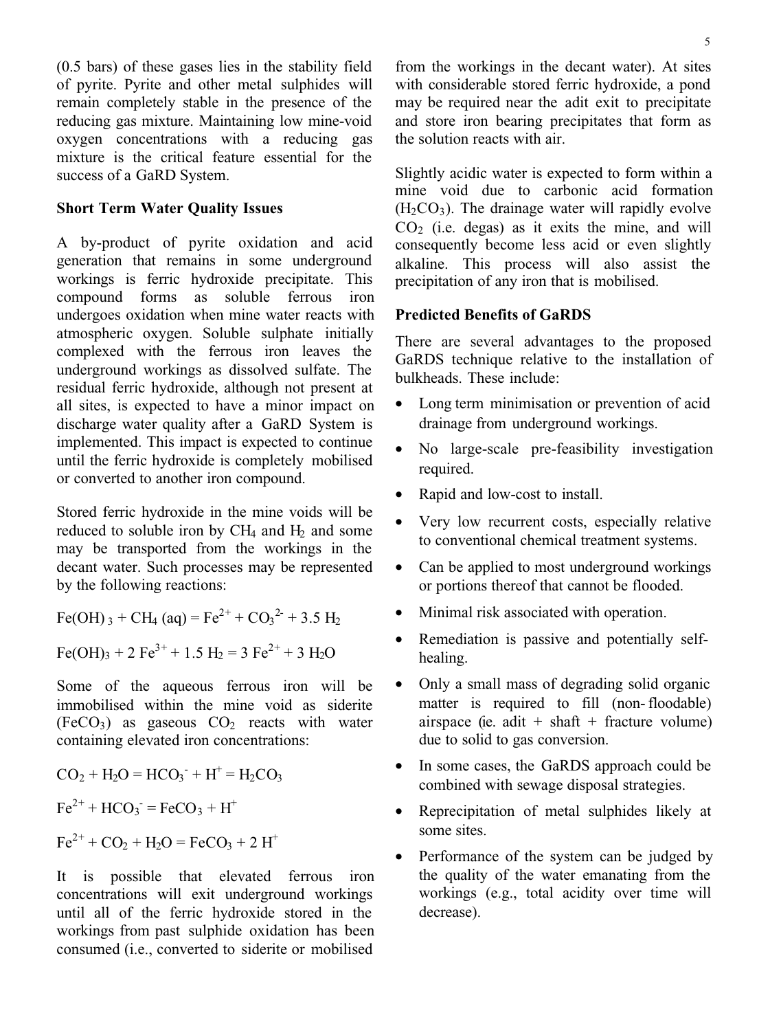(0.5 bars) of these gases lies in the stability field of pyrite. Pyrite and other metal sulphides will remain completely stable in the presence of the reducing gas mixture. Maintaining low mine-void oxygen concentrations with a reducing gas mixture is the critical feature essential for the success of a GaRD System.

**Short Term Water Quality Issues**

A by-product of pyrite oxidation and acid generation that remains in some underground workings is ferric hydroxide precipitate. This compound forms as soluble ferrous iron undergoes oxidation when mine water reacts with atmospheric oxygen. Soluble sulphate initially complexed with the ferrous iron leaves the underground workings as dissolved sulfate. The residual ferric hydroxide, although not present at all sites, is expected to have a minor impact on discharge water quality after a GaRD System is implemented. This impact is expected to continue until the ferric hydroxide is completely mobilised or converted to another iron compound.

Stored ferric hydroxide in the mine voids will be reduced to soluble iron by $CH_4$ and $H_2$ and some may be transported from the workings in the decant water. Such processes may be represented by the following reactions:

$$Fe(OH)_3 + CH_4\,(aq) = Fe^{2+} + CO_3^{2-} + 3.5\,H_2$$

$$Fe(OH)_3 + 2\,Fe^{3+} + 1.5\,H_2 = 3\,Fe^{2+} + 3\,H_2O$$

Some of the aqueous ferrous iron will be immobilised within the mine void as siderite ($FeCO_3$) as gaseous $CO_2$ reacts with water containing elevated iron concentrations:

$$CO_2 + H_2O = HCO_3^- + H^+ = H_2CO_3$$

$$Fe^{2+} + HCO_3^- = FeCO_3 + H^+$$

$$Fe^{2+} + CO_2 + H_2O = FeCO_3 + 2\,H^+$$

It is possible that elevated ferrous iron concentrations will exit underground workings until all of the ferric hydroxide stored in the workings from past sulphide oxidation has been consumed (i.e., converted to siderite or mobilised from the workings in the decant water). At sites with considerable stored ferric hydroxide, a pond may be required near the adit exit to precipitate and store iron bearing precipitates that form as the solution reacts with air.

Slightly acidic water is expected to form within a mine void due to carbonic acid formation ($H_2CO_3$). The drainage water will rapidly evolve $CO_2$ (i.e. degas) as it exits the mine, and will consequently become less acid or even slightly alkaline. This process will also assist the precipitation of any iron that is mobilised.

**Predicted Benefits of GaRDS**

There are several advantages to the proposed GaRDS technique relative to the installation of bulkheads. These include:

- Long term minimisation or prevention of acid drainage from underground workings.
- No large-scale pre-feasibility investigation required.
- Rapid and low-cost to install.
- Very low recurrent costs, especially relative to conventional chemical treatment systems.
- Can be applied to most underground workings or portions thereof that cannot be flooded.
- Minimal risk associated with operation.
- Remediation is passive and potentially self-healing.
- Only a small mass of degrading solid organic matter is required to fill (non-floodable) airspace (ie. adit + shaft + fracture volume) due to solid to gas conversion.
- In some cases, the GaRDS approach could be combined with sewage disposal strategies.
- Reprecipitation of metal sulphides likely at some sites.
- Performance of the system can be judged by the quality of the water emanating from the workings (e.g., total acidity over time will decrease).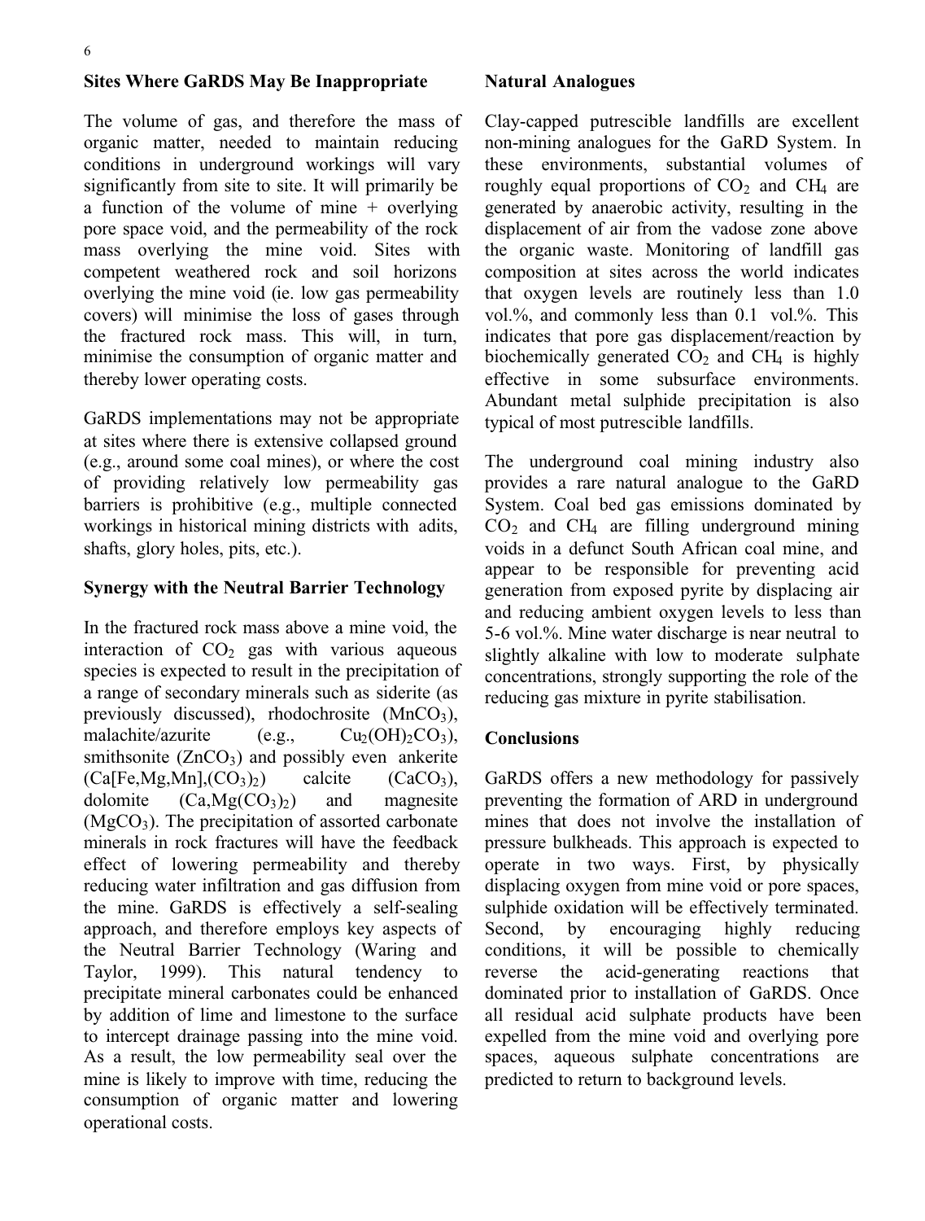## Sites Where GaRDS May Be Inappropriate

The volume of gas, and therefore the mass of organic matter, needed to maintain reducing conditions in underground workings will vary significantly from site to site. It will primarily be a function of the volume of mine + overlying pore space void, and the permeability of the rock mass overlying the mine void. Sites with competent weathered rock and soil horizons overlying the mine void (ie. low gas permeability covers) will minimise the loss of gases through the fractured rock mass. This will, in turn, minimise the consumption of organic matter and thereby lower operating costs.

GaRDS implementations may not be appropriate at sites where there is extensive collapsed ground (e.g., around some coal mines), or where the cost of providing relatively low permeability gas barriers is prohibitive (e.g., multiple connected workings in historical mining districts with adits, shafts, glory holes, pits, etc.).

## Synergy with the Neutral Barrier Technology

In the fractured rock mass above a mine void, the interaction of $CO_2$ gas with various aqueous species is expected to result in the precipitation of a range of secondary minerals such as siderite (as previously discussed), rhodochrosite ($MnCO_3$), malachite/azurite (e.g., $Cu_2(OH)_2CO_3$), smithsonite ($ZnCO_3$) and possibly even ankerite ($Ca[Fe,Mg,Mn],(CO_3)_2$) calcite ($CaCO_3$), dolomite ($Ca,Mg(CO_3)_2$) and magnesite ($MgCO_3$). The precipitation of assorted carbonate minerals in rock fractures will have the feedback effect of lowering permeability and thereby reducing water infiltration and gas diffusion from the mine. GaRDS is effectively a self-sealing approach, and therefore employs key aspects of the Neutral Barrier Technology (Waring and Taylor, 1999). This natural tendency to precipitate mineral carbonates could be enhanced by addition of lime and limestone to the surface to intercept drainage passing into the mine void. As a result, the low permeability seal over the mine is likely to improve with time, reducing the consumption of organic matter and lowering operational costs.

## Natural Analogues

Clay-capped putrescible landfills are excellent non-mining analogues for the GaRD System. In these environments, substantial volumes of roughly equal proportions of $CO_2$ and $CH_4$ are generated by anaerobic activity, resulting in the displacement of air from the vadose zone above the organic waste. Monitoring of landfill gas composition at sites across the world indicates that oxygen levels are routinely less than 1.0 vol.%, and commonly less than 0.1 vol.%. This indicates that pore gas displacement/reaction by biochemically generated $CO_2$ and $CH_4$ is highly effective in some subsurface environments. Abundant metal sulphide precipitation is also typical of most putrescible landfills.

The underground coal mining industry also provides a rare natural analogue to the GaRD System. Coal bed gas emissions dominated by $CO_2$ and $CH_4$ are filling underground mining voids in a defunct South African coal mine, and appear to be responsible for preventing acid generation from exposed pyrite by displacing air and reducing ambient oxygen levels to less than 5-6 vol.%. Mine water discharge is near neutral to slightly alkaline with low to moderate sulphate concentrations, strongly supporting the role of the reducing gas mixture in pyrite stabilisation.

## Conclusions

GaRDS offers a new methodology for passively preventing the formation of ARD in underground mines that does not involve the installation of pressure bulkheads. This approach is expected to operate in two ways. First, by physically displacing oxygen from mine void or pore spaces, sulphide oxidation will be effectively terminated. Second, by encouraging highly reducing conditions, it will be possible to chemically reverse the acid-generating reactions that dominated prior to installation of GaRDS. Once all residual acid sulphate products have been expelled from the mine void and overlying pore spaces, aqueous sulphate concentrations are predicted to return to background levels.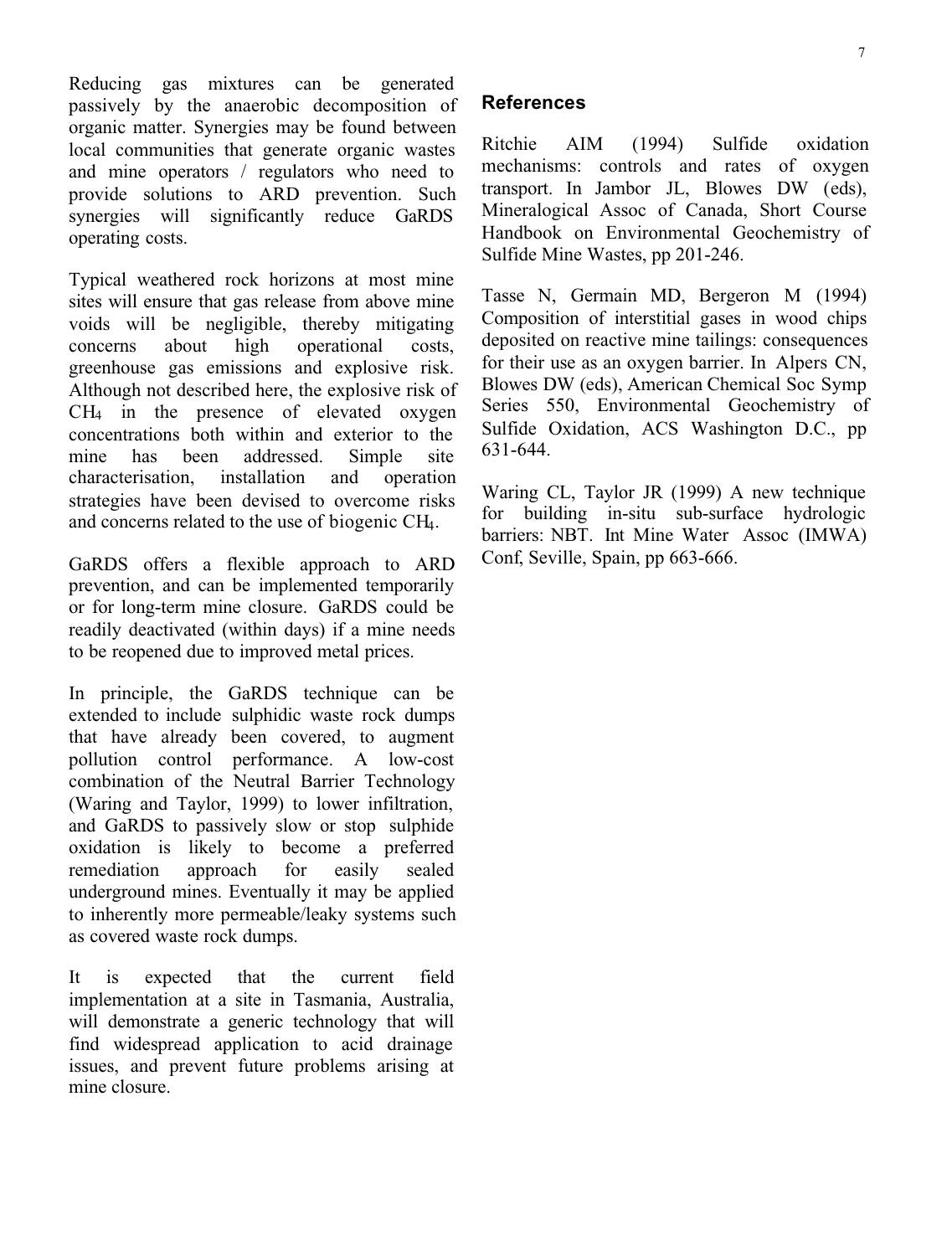Reducing gas mixtures can be generated passively by the anaerobic decomposition of organic matter. Synergies may be found between local communities that generate organic wastes and mine operators / regulators who need to provide solutions to ARD prevention. Such synergies will significantly reduce GaRDS operating costs.

Typical weathered rock horizons at most mine sites will ensure that gas release from above mine voids will be negligible, thereby mitigating concerns about high operational costs, greenhouse gas emissions and explosive risk. Although not described here, the explosive risk of $CH_4$ in the presence of elevated oxygen concentrations both within and exterior to the mine has been addressed. Simple site characterisation, installation and operation strategies have been devised to overcome risks and concerns related to the use of biogenic $CH_4$.

GaRDS offers a flexible approach to ARD prevention, and can be implemented temporarily or for long-term mine closure. GaRDS could be readily deactivated (within days) if a mine needs to be reopened due to improved metal prices.

In principle, the GaRDS technique can be extended to include sulphidic waste rock dumps that have already been covered, to augment pollution control performance. A low-cost combination of the Neutral Barrier Technology (Waring and Taylor, 1999) to lower infiltration, and GaRDS to passively slow or stop sulphide oxidation is likely to become a preferred remediation approach for easily sealed underground mines. Eventually it may be applied to inherently more permeable/leaky systems such as covered waste rock dumps.

It is expected that the current field implementation at a site in Tasmania, Australia, will demonstrate a generic technology that will find widespread application to acid drainage issues, and prevent future problems arising at mine closure.

## References

Ritchie AIM (1994) Sulfide oxidation mechanisms: controls and rates of oxygen transport. In Jambor JL, Blowes DW (eds), Mineralogical Assoc of Canada, Short Course Handbook on Environmental Geochemistry of Sulfide Mine Wastes, pp 201-246.

Tasse N, Germain MD, Bergeron M (1994) Composition of interstitial gases in wood chips deposited on reactive mine tailings: consequences for their use as an oxygen barrier. In Alpers CN, Blowes DW (eds), American Chemical Soc Symp Series 550, Environmental Geochemistry of Sulfide Oxidation, ACS Washington D.C., pp 631-644.

Waring CL, Taylor JR (1999) A new technique for building in-situ sub-surface hydrologic barriers: NBT. Int Mine Water Assoc (IMWA) Conf, Seville, Spain, pp 663-666.